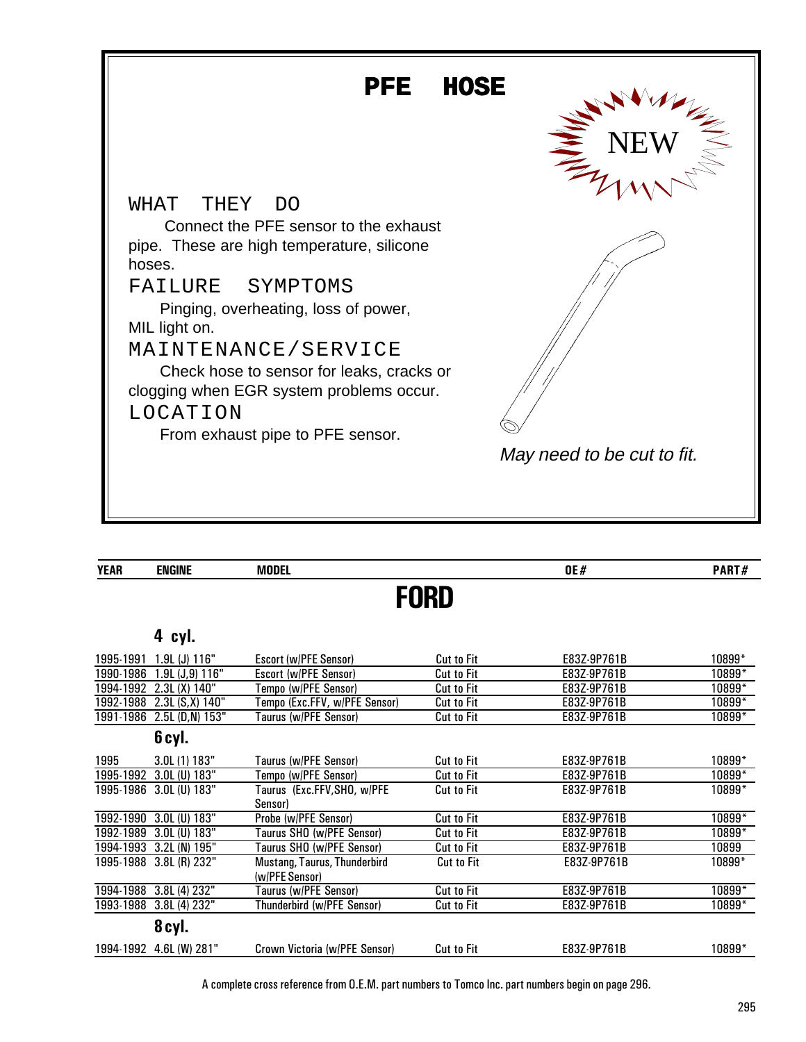# PFE HOSE

NEW

## WHAT THEY DO

Connect the PFE sensor to the exhaust pipe. These are high temperature, silicone hoses.

## FAILURE SYMPTOMS

Pinging, overheating, loss of power, MIL light on.

## MAINTENANCE/SERVICE

Check hose to sensor for leaks, cracks or clogging when EGR system problems occur.

## LOCATION

From exhaust pipe to PFE sensor.

*May need to be cut to fit.*

| YEAR | ENGINE | MODEL | | OE# | PART# |
|---|---|---|---|---|---|
| **FORD** | | | | | |
| | **4 cyl.** | | | | |
| 1995-1991 | 1.9L (J) 116" | Escort (w/PFE Sensor) | Cut to Fit | E83Z-9P761B | 10899* |
| 1990-1986 | 1.9L (J,9) 116" | Escort (w/PFE Sensor) | Cut to Fit | E83Z-9P761B | 10899* |
| 1994-1992 | 2.3L (X) 140" | Tempo (w/PFE Sensor) | Cut to Fit | E83Z-9P761B | 10899* |
| 1992-1988 | 2.3L (S,X) 140" | Tempo (Exc.FFV, w/PFE Sensor) | Cut to Fit | E83Z-9P761B | 10899* |
| 1991-1986 | 2.5L (D,N) 153" | Taurus (w/PFE Sensor) | Cut to Fit | E83Z-9P761B | 10899* |
| | **6 cyl.** | | | | |
| 1995 | 3.0L (1) 183" | Taurus (w/PFE Sensor) | Cut to Fit | E83Z-9P761B | 10899* |
| 1995-1992 | 3.0L (U) 183" | Tempo (w/PFE Sensor) | Cut to Fit | E83Z-9P761B | 10899* |
| 1995-1986 | 3.0L (U) 183" | Taurus (Exc.FFV,SHO, w/PFE Sensor) | Cut to Fit | E83Z-9P761B | 10899* |
| 1992-1990 | 3.0L (U) 183" | Probe (w/PFE Sensor) | Cut to Fit | E83Z-9P761B | 10899* |
| 1992-1989 | 3.0L (U) 183" | Taurus SHO (w/PFE Sensor) | Cut to Fit | E83Z-9P761B | 10899* |
| 1994-1993 | 3.2L (N) 195" | Taurus SHO (w/PFE Sensor) | Cut to Fit | E83Z-9P761B | 10899 |
| 1995-1988 | 3.8L (R) 232" | Mustang, Taurus, Thunderbird (w/PFE Sensor) | Cut to Fit | E83Z-9P761B | 10899* |
| 1994-1988 | 3.8L (4) 232" | Taurus (w/PFE Sensor) | Cut to Fit | E83Z-9P761B | 10899* |
| 1993-1988 | 3.8L (4) 232" | Thunderbird (w/PFE Sensor) | Cut to Fit | E83Z-9P761B | 10899* |
| | **8 cyl.** | | | | |
| 1994-1992 | 4.6L (W) 281" | Crown Victoria (w/PFE Sensor) | Cut to Fit | E83Z-9P761B | 10899* |

A complete cross reference from O.E.M. part numbers to Tomco Inc. part numbers begin on page 296.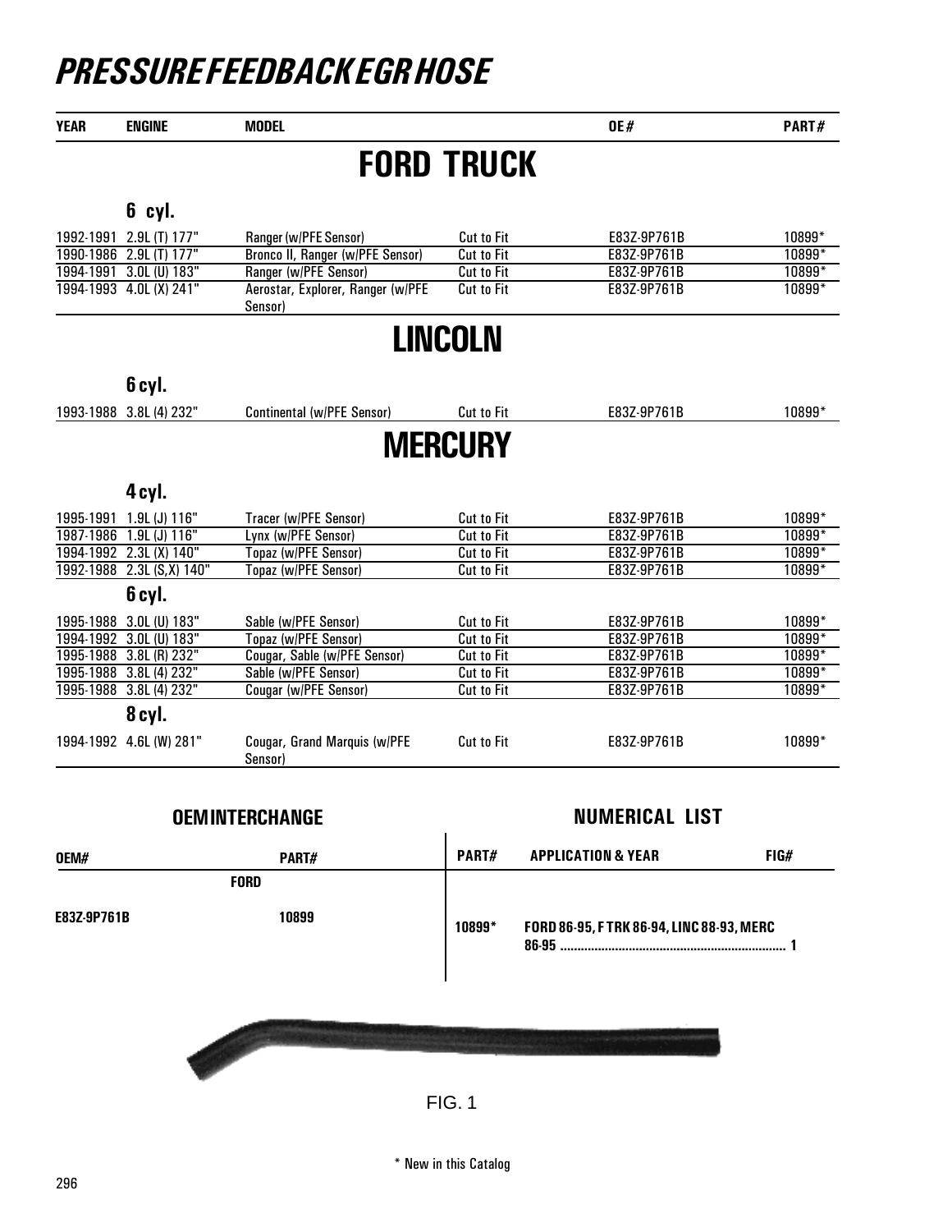# PRESSURE FEEDBACK EGR HOSE

| YEAR | ENGINE | MODEL | | OE# | PART# |
|---|---|---|---|---|---|

## FORD TRUCK

### 6 cyl.

| YEAR | ENGINE | MODEL | | OE# | PART# |
|---|---|---|---|---|---|
| 1992-1991 | 2.9L (T) 177" | Ranger (w/PFE Sensor) | Cut to Fit | E83Z-9P761B | 10899* |
| 1990-1986 | 2.9L (T) 177" | Bronco II, Ranger (w/PFE Sensor) | Cut to Fit | E83Z-9P761B | 10899* |
| 1994-1991 | 3.0L (U) 183" | Ranger (w/PFE Sensor) | Cut to Fit | E83Z-9P761B | 10899* |
| 1994-1993 | 4.0L (X) 241" | Aerostar, Explorer, Ranger (w/PFE Sensor) | Cut to Fit | E83Z-9P761B | 10899* |

## LINCOLN

### 6 cyl.

| YEAR | ENGINE | MODEL | | OE# | PART# |
|---|---|---|---|---|---|
| 1993-1988 | 3.8L (4) 232" | Continental (w/PFE Sensor) | Cut to Fit | E83Z-9P761B | 10899* |

## MERCURY

### 4 cyl.

| YEAR | ENGINE | MODEL | | OE# | PART# |
|---|---|---|---|---|---|
| 1995-1991 | 1.9L (J) 116" | Tracer (w/PFE Sensor) | Cut to Fit | E83Z-9P761B | 10899* |
| 1987-1986 | 1.9L (J) 116" | Lynx (w/PFE Sensor) | Cut to Fit | E83Z-9P761B | 10899* |
| 1994-1992 | 2.3L (X) 140" | Topaz (w/PFE Sensor) | Cut to Fit | E83Z-9P761B | 10899* |
| 1992-1988 | 2.3L (S,X) 140" | Topaz (w/PFE Sensor) | Cut to Fit | E83Z-9P761B | 10899* |

### 6 cyl.

| YEAR | ENGINE | MODEL | | OE# | PART# |
|---|---|---|---|---|---|
| 1995-1988 | 3.0L (U) 183" | Sable (w/PFE Sensor) | Cut to Fit | E83Z-9P761B | 10899* |
| 1994-1992 | 3.0L (U) 183" | Topaz (w/PFE Sensor) | Cut to Fit | E83Z-9P761B | 10899* |
| 1995-1988 | 3.8L (R) 232" | Cougar, Sable (w/PFE Sensor) | Cut to Fit | E83Z-9P761B | 10899* |
| 1995-1988 | 3.8L (4) 232" | Sable (w/PFE Sensor) | Cut to Fit | E83Z-9P761B | 10899* |
| 1995-1988 | 3.8L (4) 232" | Cougar (w/PFE Sensor) | Cut to Fit | E83Z-9P761B | 10899* |

### 8 cyl.

| YEAR | ENGINE | MODEL | | OE# | PART# |
|---|---|---|---|---|---|
| 1994-1992 | 4.6L (W) 281" | Cougar, Grand Marquis (w/PFE Sensor) | Cut to Fit | E83Z-9P761B | 10899* |

## OEM INTERCHANGE

| OEM# | PART# |
|---|---|
| | **FORD** |
| E83Z-9P761B | 10899 |

## NUMERICAL LIST

| PART# | APPLICATION & YEAR | FIG# |
|---|---|---|
| 10899* | FORD 86-95, F TRK 86-94, LINC 88-93, MERC 86-95 | 1 |

FIG. 1

\* New in this Catalog